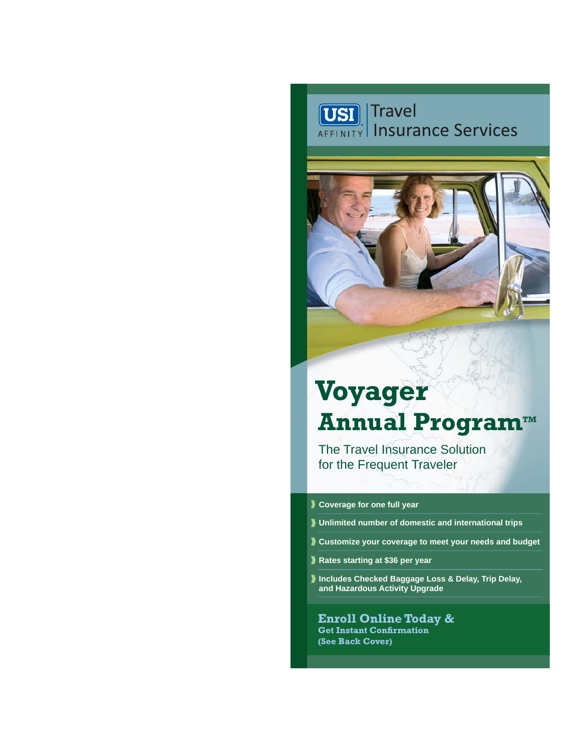USI AFFINITY | Travel Insurance Services

# Voyager Annual Program™

## The Travel Insurance Solution for the Frequent Traveler

- **Coverage for one full year**
- **Unlimited number of domestic and international trips**
- **Customize your coverage to meet your needs and budget**
- **Rates starting at $36 per year**
- **Includes Checked Baggage Loss & Delay, Trip Delay, and Hazardous Activity Upgrade**

**Enroll Online Today &**
**Get Instant Confirmation**
**(See Back Cover)**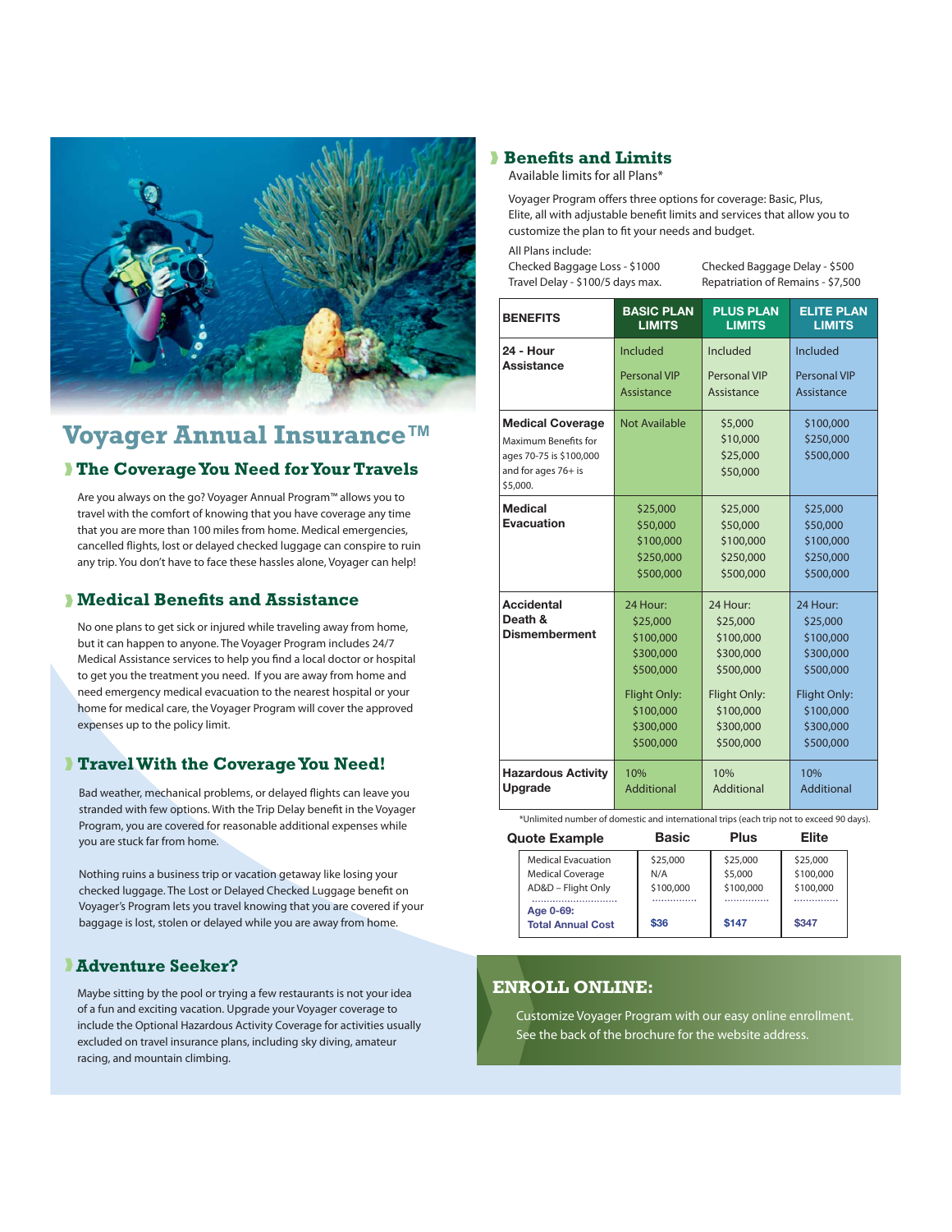# Voyager Annual Insurance™

## The Coverage You Need for Your Travels

Are you always on the go? Voyager Annual Program™ allows you to travel with the comfort of knowing that you have coverage any time that you are more than 100 miles from home. Medical emergencies, cancelled flights, lost or delayed checked luggage can conspire to ruin any trip. You don't have to face these hassles alone, Voyager can help!

## Medical Benefits and Assistance

No one plans to get sick or injured while traveling away from home, but it can happen to anyone. The Voyager Program includes 24/7 Medical Assistance services to help you find a local doctor or hospital to get you the treatment you need. If you are away from home and need emergency medical evacuation to the nearest hospital or your home for medical care, the Voyager Program will cover the approved expenses up to the policy limit.

## Travel With the Coverage You Need!

Bad weather, mechanical problems, or delayed flights can leave you stranded with few options. With the Trip Delay benefit in the Voyager Program, you are covered for reasonable additional expenses while you are stuck far from home.

Nothing ruins a business trip or vacation getaway like losing your checked luggage. The Lost or Delayed Checked Luggage benefit on Voyager's Program lets you travel knowing that you are covered if your baggage is lost, stolen or delayed while you are away from home.

## Adventure Seeker?

Maybe sitting by the pool or trying a few restaurants is not your idea of a fun and exciting vacation. Upgrade your Voyager coverage to include the Optional Hazardous Activity Coverage for activities usually excluded on travel insurance plans, including sky diving, amateur racing, and mountain climbing.

## Benefits and Limits

Available limits for all Plans*

Voyager Program offers three options for coverage: Basic, Plus, Elite, all with adjustable benefit limits and services that allow you to customize the plan to fit your needs and budget.

All Plans include:

Checked Baggage Loss - $1000
Checked Baggage Delay - $500
Travel Delay - $100/5 days max.
Repatriation of Remains - $7,500

| BENEFITS | BASIC PLAN LIMITS | PLUS PLAN LIMITS | ELITE PLAN LIMITS |
|---|---|---|---|
| **24 - Hour Assistance** | Included<br>Personal VIP Assistance | Included<br>Personal VIP Assistance | Included<br>Personal VIP Assistance |
| **Medical Coverage**<br>Maximum Benefits for ages 70-75 is $100,000 and for ages 76+ is $5,000. | Not Available | $5,000<br>$10,000<br>$25,000<br>$50,000 | $100,000<br>$250,000<br>$500,000 |
| **Medical Evacuation** | $25,000<br>$50,000<br>$100,000<br>$250,000<br>$500,000 | $25,000<br>$50,000<br>$100,000<br>$250,000<br>$500,000 | $25,000<br>$50,000<br>$100,000<br>$250,000<br>$500,000 |
| **Accidental Death & Dismemberment** | 24 Hour:<br>$25,000<br>$100,000<br>$300,000<br>$500,000<br>Flight Only:<br>$100,000<br>$300,000<br>$500,000 | 24 Hour:<br>$25,000<br>$100,000<br>$300,000<br>$500,000<br>Flight Only:<br>$100,000<br>$300,000<br>$500,000 | 24 Hour:<br>$25,000<br>$100,000<br>$300,000<br>$500,000<br>Flight Only:<br>$100,000<br>$300,000<br>$500,000 |
| **Hazardous Activity Upgrade** | 10% Additional | 10% Additional | 10% Additional |

*Unlimited number of domestic and international trips (each trip not to exceed 90 days).

| Quote Example | Basic | Plus | Elite |
|---|---|---|---|
| Medical Evacuation | $25,000 | $25,000 | $25,000 |
| Medical Coverage | N/A | $5,000 | $100,000 |
| AD&D – Flight Only | $100,000 | $100,000 | $100,000 |
| **Age 0-69: Total Annual Cost** | **$36** | **$147** | **$347** |

## ENROLL ONLINE:

Customize Voyager Program with our easy online enrollment. See the back of the brochure for the website address.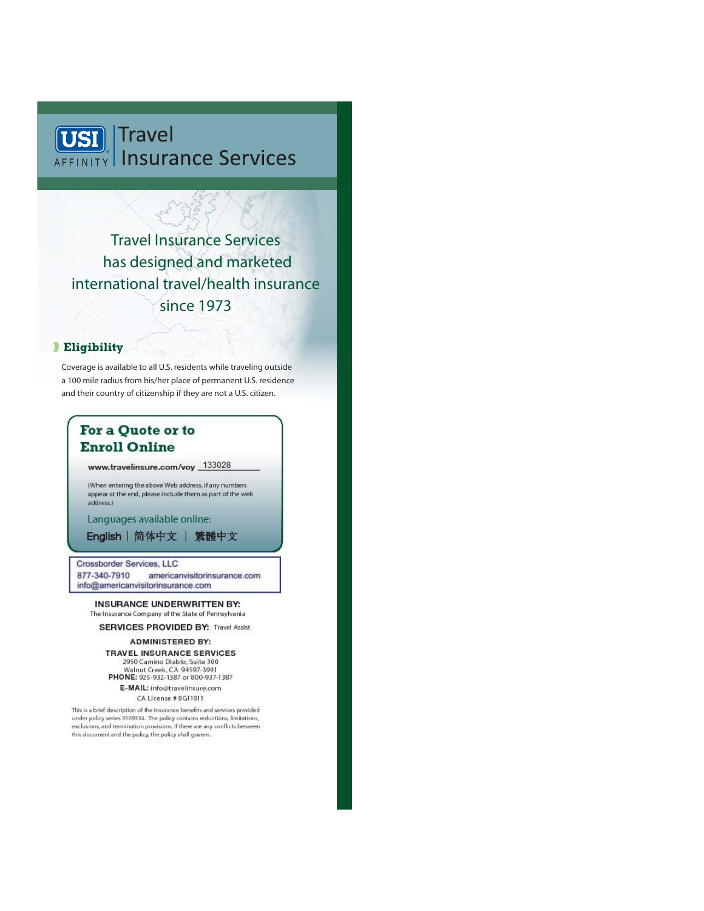# USI AFFINITY | Travel Insurance Services

## Travel Insurance Services has designed and marketed international travel/health insurance since 1973

### Eligibility

Coverage is available to all U.S. residents while traveling outside a 100 mile radius from his/her place of permanent U.S. residence and their country of citizenship if they are not a U.S. citizen.

### For a Quote or to Enroll Online

**www.travelinsure.com/voy** 133028

(When entering the above Web address, if any numbers appear at the end, please include them as part of the web address.)

Languages available online:

English | 简体中文 | 繁體中文

Crossborder Services, LLC
877-340-7910 americanvisitorinsurance.com
info@americanvisitorinsurance.com

**INSURANCE UNDERWRITTEN BY:**
The Insurance Company of the State of Pennsylvania

**SERVICES PROVIDED BY:** Travel Assist

**ADMINISTERED BY:**
**TRAVEL INSURANCE SERVICES**
2950 Camino Diablo, Suite 300
Walnut Creek, CA 94597-3991
**PHONE:** 925-932-1387 or 800-937-1387
**E-MAIL:** info@travelinsure.com
CA License # 0G11911

This is a brief description of the insurance benefits and services provided under policy series 9109334. The policy contains reductions, limitations, exclusions, and termination provisions. If there are any conflicts between this document and the policy, the policy shall govern.